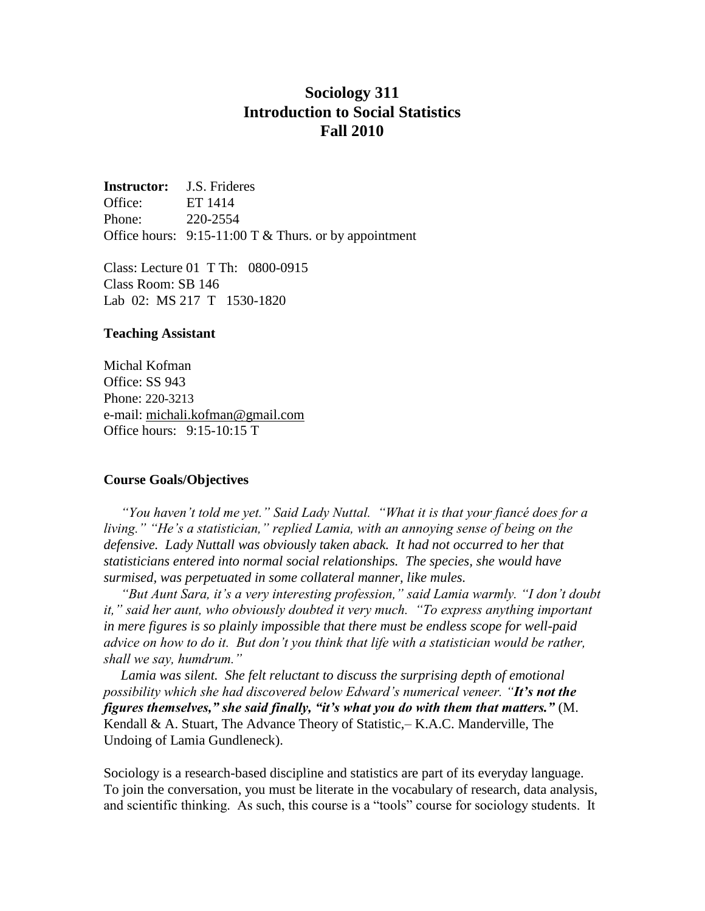# Sociology 311
# Introduction to Social Statistics
# Fall 2010

**Instructor:** J.S. Frideres
Office: ET 1414
Phone: 220-2554
Office hours: 9:15-11:00 T & Thurs. or by appointment

Class: Lecture 01 T Th: 0800-0915
Class Room: SB 146
Lab 02: MS 217 T 1530-1820

**Teaching Assistant**

Michal Kofman
Office: SS 943
Phone: 220-3213
e-mail: michali.kofman@gmail.com
Office hours: 9:15-10:15 T

**Course Goals/Objectives**

*"You haven't told me yet." Said Lady Nuttal. "What it is that your fiancé does for a living." "He's a statistician," replied Lamia, with an annoying sense of being on the defensive. Lady Nuttall was obviously taken aback. It had not occurred to her that statisticians entered into normal social relationships. The species, she would have surmised, was perpetuated in some collateral manner, like mules.*

*"But Aunt Sara, it's a very interesting profession," said Lamia warmly. "I don't doubt it," said her aunt, who obviously doubted it very much. "To express anything important in mere figures is so plainly impossible that there must be endless scope for well-paid advice on how to do it. But don't you think that life with a statistician would be rather, shall we say, humdrum."*

*Lamia was silent. She felt reluctant to discuss the surprising depth of emotional possibility which she had discovered below Edward's numerical veneer. "**It's not the figures themselves," she said finally, "it's what you do with them that matters."*** (M. Kendall & A. Stuart, The Advance Theory of Statistic,– K.A.C. Manderville, The Undoing of Lamia Gundleneck).

Sociology is a research-based discipline and statistics are part of its everyday language. To join the conversation, you must be literate in the vocabulary of research, data analysis, and scientific thinking. As such, this course is a "tools" course for sociology students. It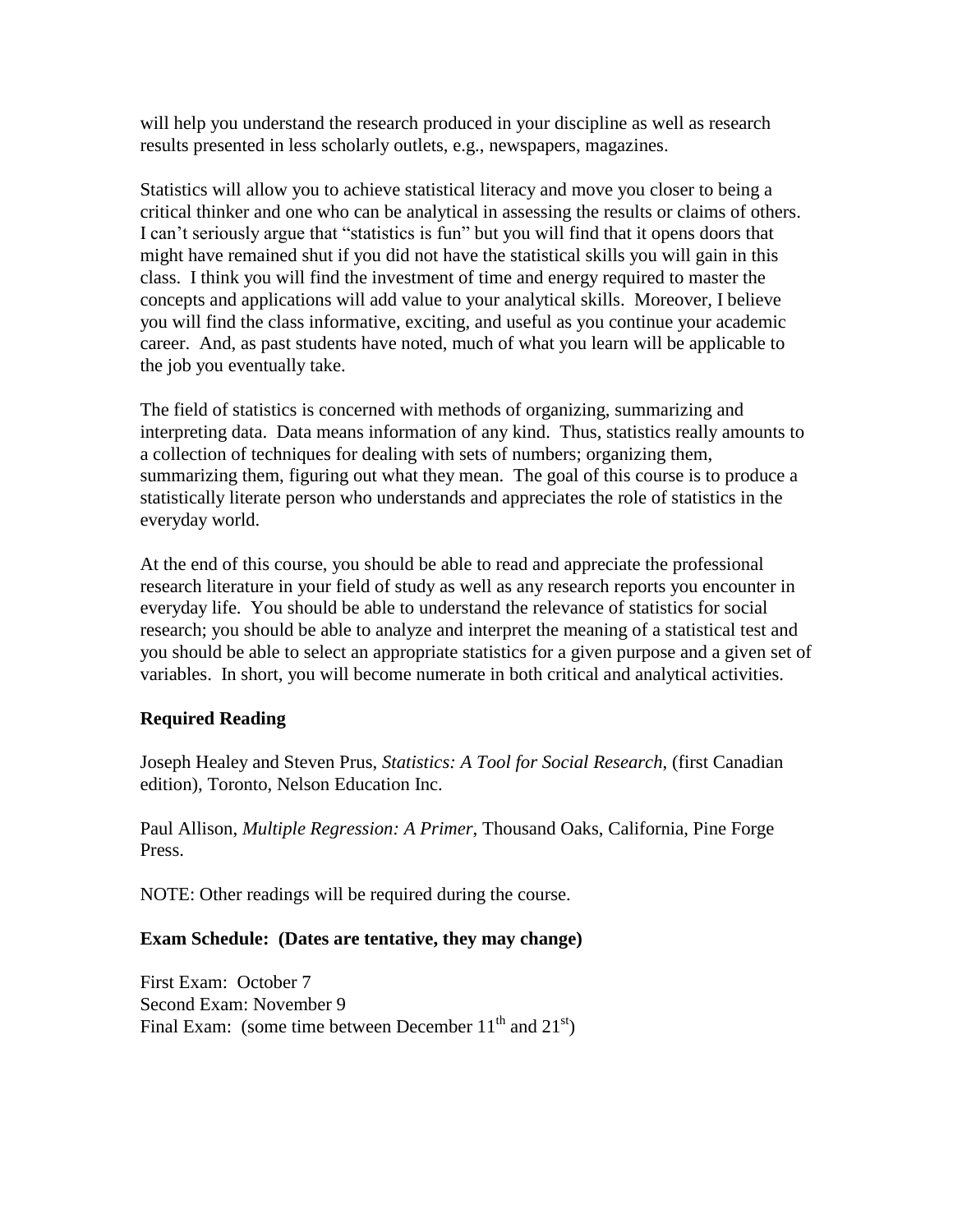will help you understand the research produced in your discipline as well as research results presented in less scholarly outlets, e.g., newspapers, magazines.

Statistics will allow you to achieve statistical literacy and move you closer to being a critical thinker and one who can be analytical in assessing the results or claims of others. I can't seriously argue that "statistics is fun" but you will find that it opens doors that might have remained shut if you did not have the statistical skills you will gain in this class. I think you will find the investment of time and energy required to master the concepts and applications will add value to your analytical skills. Moreover, I believe you will find the class informative, exciting, and useful as you continue your academic career. And, as past students have noted, much of what you learn will be applicable to the job you eventually take.

The field of statistics is concerned with methods of organizing, summarizing and interpreting data. Data means information of any kind. Thus, statistics really amounts to a collection of techniques for dealing with sets of numbers; organizing them, summarizing them, figuring out what they mean. The goal of this course is to produce a statistically literate person who understands and appreciates the role of statistics in the everyday world.

At the end of this course, you should be able to read and appreciate the professional research literature in your field of study as well as any research reports you encounter in everyday life. You should be able to understand the relevance of statistics for social research; you should be able to analyze and interpret the meaning of a statistical test and you should be able to select an appropriate statistics for a given purpose and a given set of variables. In short, you will become numerate in both critical and analytical activities.

**Required Reading**

Joseph Healey and Steven Prus, *Statistics: A Tool for Social Research*, (first Canadian edition), Toronto, Nelson Education Inc.

Paul Allison, *Multiple Regression: A Primer*, Thousand Oaks, California, Pine Forge Press.

NOTE: Other readings will be required during the course.

**Exam Schedule: (Dates are tentative, they may change)**

First Exam: October 7
Second Exam: November 9
Final Exam: (some time between December 11th and 21st)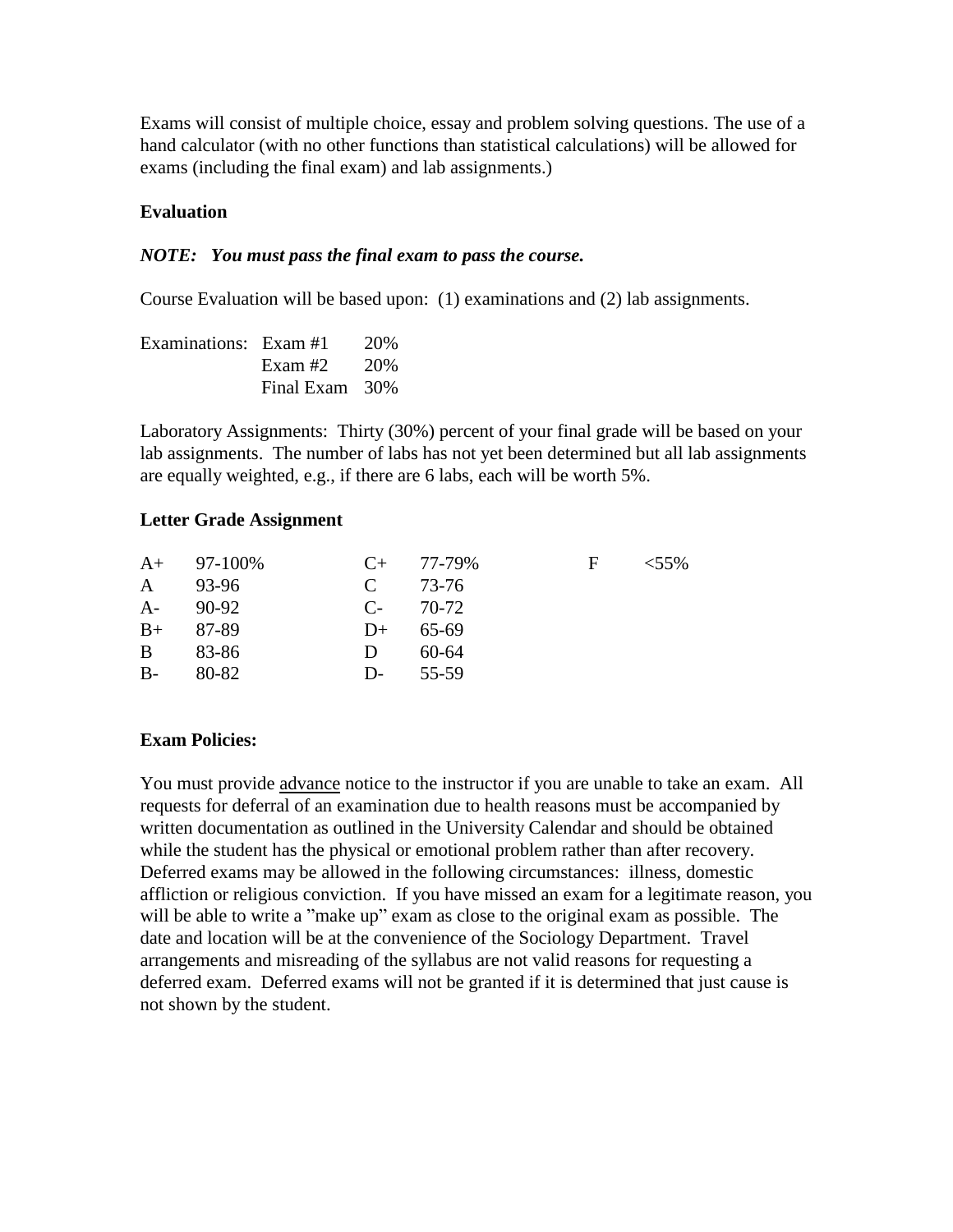Exams will consist of multiple choice, essay and problem solving questions. The use of a hand calculator (with no other functions than statistical calculations) will be allowed for exams (including the final exam) and lab assignments.)

**Evaluation**

***NOTE: You must pass the final exam to pass the course.***

Course Evaluation will be based upon: (1) examinations and (2) lab assignments.

| Examinations: | Exam #1 | 20% |
|---|---|---|
| | Exam #2 | 20% |
| | Final Exam | 30% |

Laboratory Assignments: Thirty (30%) percent of your final grade will be based on your lab assignments. The number of labs has not yet been determined but all lab assignments are equally weighted, e.g., if there are 6 labs, each will be worth 5%.

**Letter Grade Assignment**

| | | | | | |
|---|---|---|---|---|---|
| A+ | 97-100% | C+ | 77-79% | F | <55% |
| A | 93-96 | C | 73-76 | | |
| A- | 90-92 | C- | 70-72 | | |
| B+ | 87-89 | D+ | 65-69 | | |
| B | 83-86 | D | 60-64 | | |
| B- | 80-82 | D- | 55-59 | | |

**Exam Policies:**

You must provide advance notice to the instructor if you are unable to take an exam. All requests for deferral of an examination due to health reasons must be accompanied by written documentation as outlined in the University Calendar and should be obtained while the student has the physical or emotional problem rather than after recovery. Deferred exams may be allowed in the following circumstances: illness, domestic affliction or religious conviction. If you have missed an exam for a legitimate reason, you will be able to write a "make up" exam as close to the original exam as possible. The date and location will be at the convenience of the Sociology Department. Travel arrangements and misreading of the syllabus are not valid reasons for requesting a deferred exam. Deferred exams will not be granted if it is determined that just cause is not shown by the student.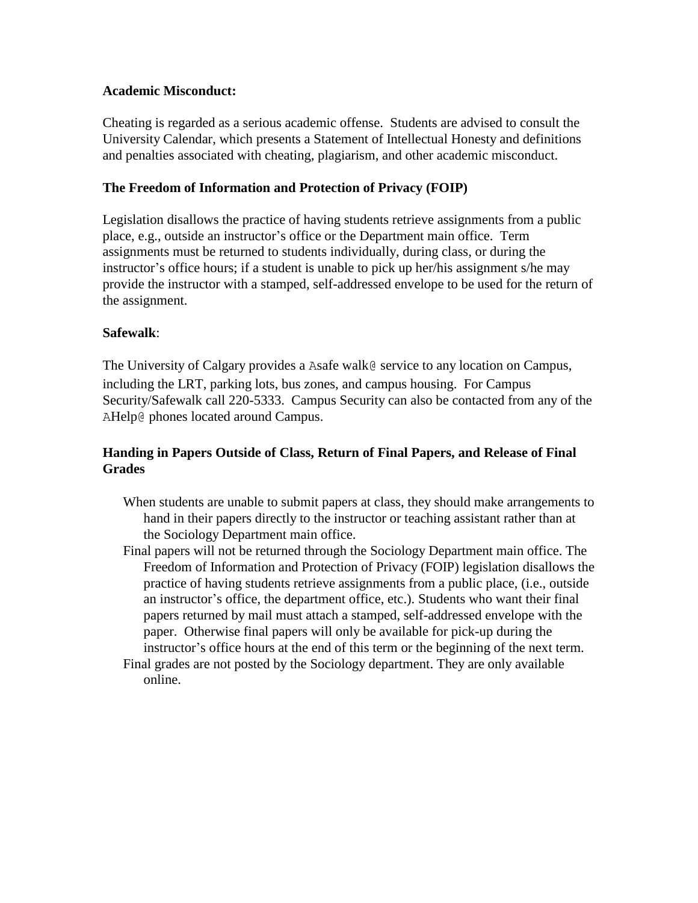**Academic Misconduct:**

Cheating is regarded as a serious academic offense. Students are advised to consult the University Calendar, which presents a Statement of Intellectual Honesty and definitions and penalties associated with cheating, plagiarism, and other academic misconduct.

**The Freedom of Information and Protection of Privacy (FOIP)**

Legislation disallows the practice of having students retrieve assignments from a public place, e.g., outside an instructor's office or the Department main office. Term assignments must be returned to students individually, during class, or during the instructor's office hours; if a student is unable to pick up her/his assignment s/he may provide the instructor with a stamped, self-addressed envelope to be used for the return of the assignment.

**Safewalk**:

The University of Calgary provides a Asafe walk@ service to any location on Campus, including the LRT, parking lots, bus zones, and campus housing. For Campus Security/Safewalk call 220-5333. Campus Security can also be contacted from any of the AHelp@ phones located around Campus.

**Handing in Papers Outside of Class, Return of Final Papers, and Release of Final Grades**

When students are unable to submit papers at class, they should make arrangements to hand in their papers directly to the instructor or teaching assistant rather than at the Sociology Department main office.

Final papers will not be returned through the Sociology Department main office. The Freedom of Information and Protection of Privacy (FOIP) legislation disallows the practice of having students retrieve assignments from a public place, (i.e., outside an instructor's office, the department office, etc.). Students who want their final papers returned by mail must attach a stamped, self-addressed envelope with the paper. Otherwise final papers will only be available for pick-up during the instructor's office hours at the end of this term or the beginning of the next term.

Final grades are not posted by the Sociology department. They are only available online.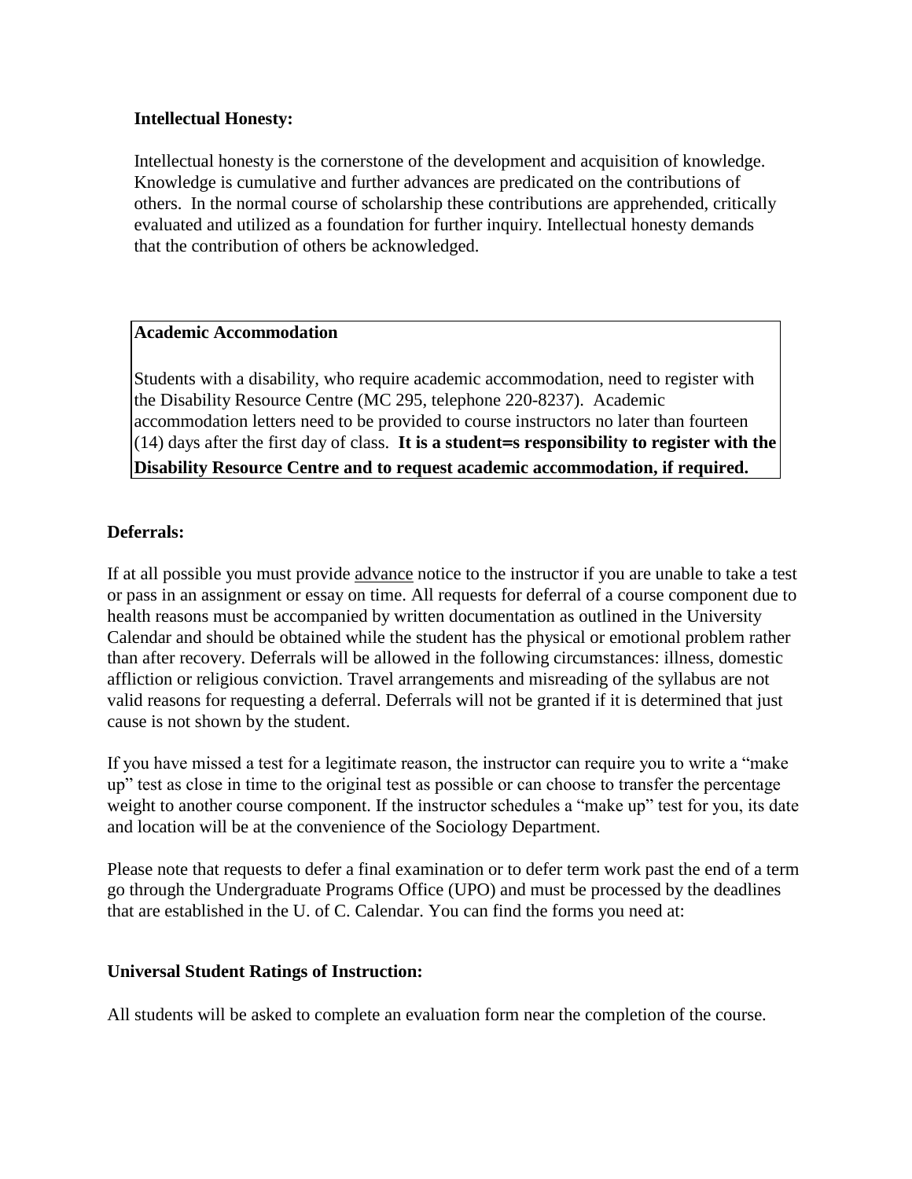**Intellectual Honesty:**

Intellectual honesty is the cornerstone of the development and acquisition of knowledge. Knowledge is cumulative and further advances are predicated on the contributions of others. In the normal course of scholarship these contributions are apprehended, critically evaluated and utilized as a foundation for further inquiry. Intellectual honesty demands that the contribution of others be acknowledged.

**Academic Accommodation**

Students with a disability, who require academic accommodation, need to register with the Disability Resource Centre (MC 295, telephone 220-8237). Academic accommodation letters need to be provided to course instructors no later than fourteen (14) days after the first day of class. **It is a student=s responsibility to register with the Disability Resource Centre and to request academic accommodation, if required.**

**Deferrals:**

If at all possible you must provide advance notice to the instructor if you are unable to take a test or pass in an assignment or essay on time. All requests for deferral of a course component due to health reasons must be accompanied by written documentation as outlined in the University Calendar and should be obtained while the student has the physical or emotional problem rather than after recovery. Deferrals will be allowed in the following circumstances: illness, domestic affliction or religious conviction. Travel arrangements and misreading of the syllabus are not valid reasons for requesting a deferral. Deferrals will not be granted if it is determined that just cause is not shown by the student.

If you have missed a test for a legitimate reason, the instructor can require you to write a "make up" test as close in time to the original test as possible or can choose to transfer the percentage weight to another course component. If the instructor schedules a "make up" test for you, its date and location will be at the convenience of the Sociology Department.

Please note that requests to defer a final examination or to defer term work past the end of a term go through the Undergraduate Programs Office (UPO) and must be processed by the deadlines that are established in the U. of C. Calendar. You can find the forms you need at:

**Universal Student Ratings of Instruction:**

All students will be asked to complete an evaluation form near the completion of the course.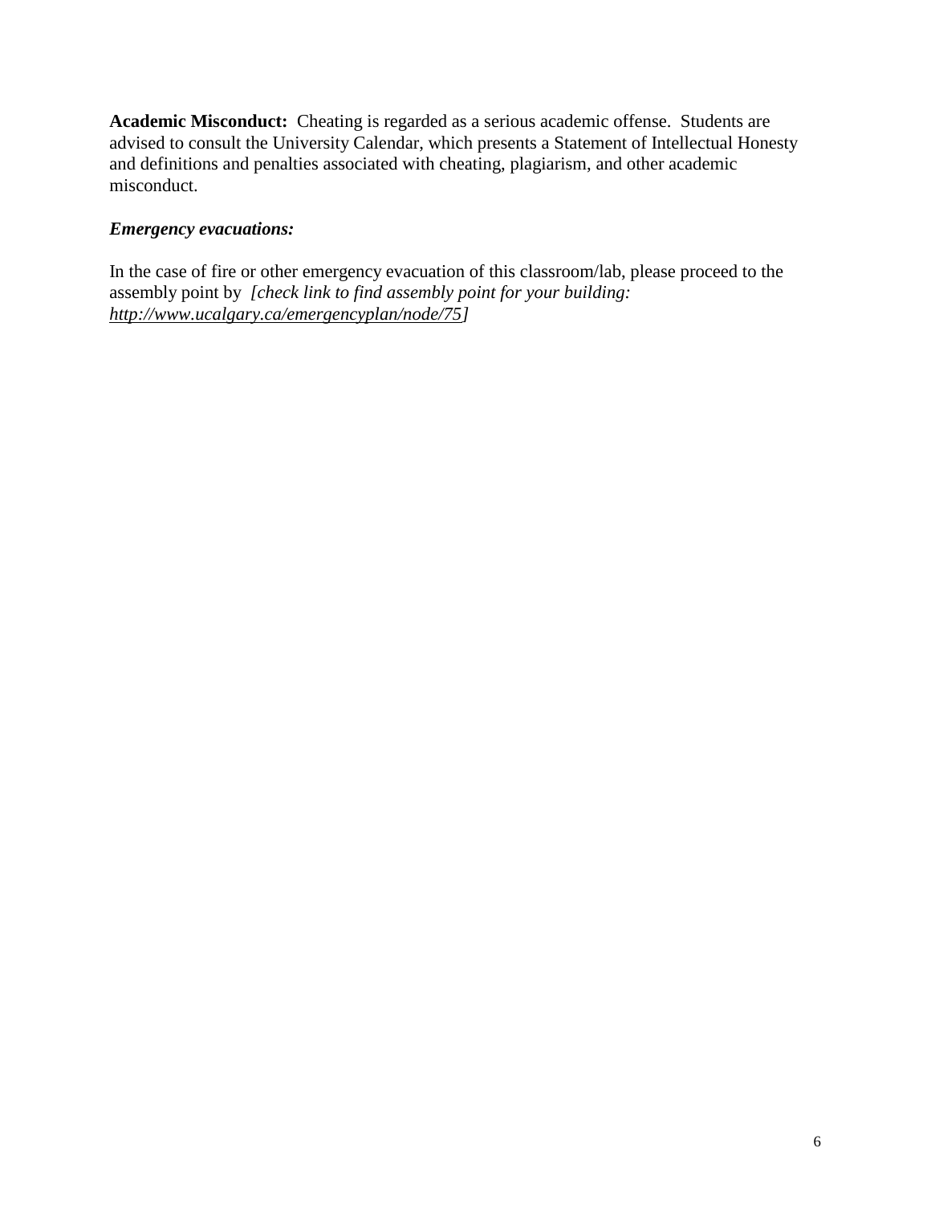**Academic Misconduct:** Cheating is regarded as a serious academic offense. Students are advised to consult the University Calendar, which presents a Statement of Intellectual Honesty and definitions and penalties associated with cheating, plagiarism, and other academic misconduct.

***Emergency evacuations:***

In the case of fire or other emergency evacuation of this classroom/lab, please proceed to the assembly point by *[check link to find assembly point for your building: http://www.ucalgary.ca/emergencyplan/node/75]*